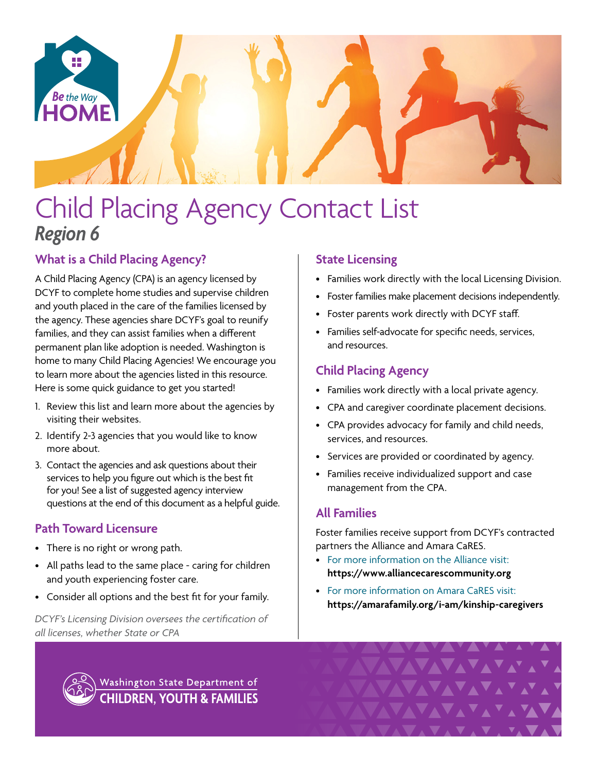# Child Placing Agency Contact List

## *Region 6*

### What is a Child Placing Agency?

A Child Placing Agency (CPA) is an agency licensed by DCYF to complete home studies and supervise children and youth placed in the care of the families licensed by the agency. These agencies share DCYF's goal to reunify families, and they can assist families when a different permanent plan like adoption is needed. Washington is home to many Child Placing Agencies! We encourage you to learn more about the agencies listed in this resource. Here is some quick guidance to get you started!

1. Review this list and learn more about the agencies by visiting their websites.
2. Identify 2-3 agencies that you would like to know more about.
3. Contact the agencies and ask questions about their services to help you figure out which is the best fit for you! See a list of suggested agency interview questions at the end of this document as a helpful guide.

### Path Toward Licensure

- There is no right or wrong path.
- All paths lead to the same place - caring for children and youth experiencing foster care.
- Consider all options and the best fit for your family.

*DCYF's Licensing Division oversees the certification of all licenses, whether State or CPA*

### State Licensing

- Families work directly with the local Licensing Division.
- Foster families make placement decisions independently.
- Foster parents work directly with DCYF staff.
- Families self-advocate for specific needs, services, and resources.

### Child Placing Agency

- Families work directly with a local private agency.
- CPA and caregiver coordinate placement decisions.
- CPA provides advocacy for family and child needs, services, and resources.
- Services are provided or coordinated by agency.
- Families receive individualized support and case management from the CPA.

### All Families

Foster families receive support from DCYF's contracted partners the Alliance and Amara CaRES.

- For more information on the Alliance visit: **https://www.alliancecarescommunity.org**
- For more information on Amara CaRES visit: **https://amarafamily.org/i-am/kinship-caregivers**

Washington State Department of CHILDREN, YOUTH & FAMILIES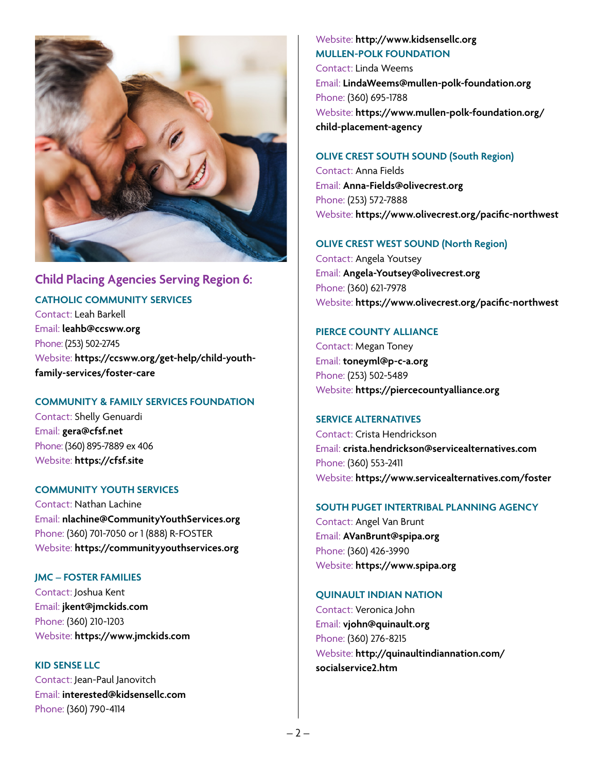## Child Placing Agencies Serving Region 6:

### CATHOLIC COMMUNITY SERVICES

Contact: Leah Barkell
Email: **leahb@ccsww.org**
Phone: (253) 502-2745
Website: **https://ccsww.org/get-help/child-youth-family-services/foster-care**

### COMMUNITY & FAMILY SERVICES FOUNDATION

Contact: Shelly Genuardi
Email: **gera@cfsf.net**
Phone: (360) 895-7889 ex 406
Website: **https://cfsf.site**

### COMMUNITY YOUTH SERVICES

Contact: Nathan Lachine
Email: **nlachine@CommunityYouthServices.org**
Phone: (360) 701-7050 or 1 (888) R-FOSTER
Website: **https://communityyouthservices.org**

### JMC – FOSTER FAMILIES

Contact: Joshua Kent
Email: **jkent@jmckids.com**
Phone: (360) 210-1203
Website: **https://www.jmckids.com**

### KID SENSE LLC

Contact: Jean-Paul Janovitch
Email: **interested@kidsensellc.com**
Phone: (360) 790-4114
Website: **http://www.kidsensellc.org**

### MULLEN-POLK FOUNDATION

Contact: Linda Weems
Email: **LindaWeems@mullen-polk-foundation.org**
Phone: (360) 695-1788
Website: **https://www.mullen-polk-foundation.org/child-placement-agency**

### OLIVE CREST SOUTH SOUND (South Region)

Contact: Anna Fields
Email: **Anna-Fields@olivecrest.org**
Phone: (253) 572-7888
Website: **https://www.olivecrest.org/pacific-northwest**

### OLIVE CREST WEST SOUND (North Region)

Contact: Angela Youtsey
Email: **Angela-Youtsey@olivecrest.org**
Phone: (360) 621-7978
Website: **https://www.olivecrest.org/pacific-northwest**

### PIERCE COUNTY ALLIANCE

Contact: Megan Toney
Email: **toneyml@p-c-a.org**
Phone: (253) 502-5489
Website: **https://piercecountyalliance.org**

### SERVICE ALTERNATIVES

Contact: Crista Hendrickson
Email: **crista.hendrickson@servicealternatives.com**
Phone: (360) 553-2411
Website: **https://www.servicealternatives.com/foster**

### SOUTH PUGET INTERTRIBAL PLANNING AGENCY

Contact: Angel Van Brunt
Email: **AVanBrunt@spipa.org**
Phone: (360) 426-3990
Website: **https://www.spipa.org**

### QUINAULT INDIAN NATION

Contact: Veronica John
Email: **vjohn@quinault.org**
Phone: (360) 276-8215
Website: **http://quinaultindiannation.com/socialservice2.htm**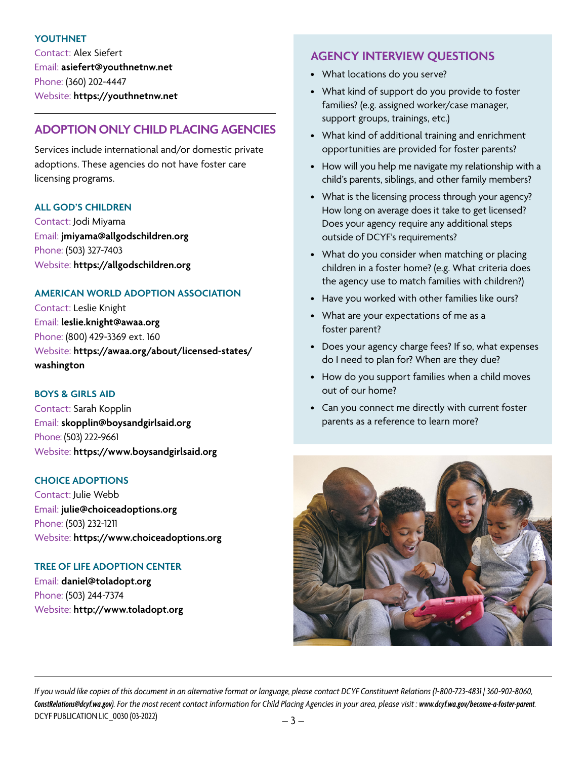### YOUTHNET

Contact: Alex Siefert
Email: **asiefert@youthnetnw.net**
Phone: (360) 202-4447
Website: **https://youthnetnw.net**

## ADOPTION ONLY CHILD PLACING AGENCIES

Services include international and/or domestic private adoptions. These agencies do not have foster care licensing programs.

### ALL GOD'S CHILDREN

Contact: Jodi Miyama
Email: **jmiyama@allgodschildren.org**
Phone: (503) 327-7403
Website: **https://allgodschildren.org**

### AMERICAN WORLD ADOPTION ASSOCIATION

Contact: Leslie Knight
Email: **leslie.knight@awaa.org**
Phone: (800) 429-3369 ext. 160
Website: **https://awaa.org/about/licensed-states/washington**

### BOYS & GIRLS AID

Contact: Sarah Kopplin
Email: **skopplin@boysandgirlsaid.org**
Phone: (503) 222-9661
Website: **https://www.boysandgirlsaid.org**

### CHOICE ADOPTIONS

Contact: Julie Webb
Email: **julie@choiceadoptions.org**
Phone: (503) 232-1211
Website: **https://www.choiceadoptions.org**

### TREE OF LIFE ADOPTION CENTER

Email: **daniel@toladopt.org**
Phone: (503) 244-7374
Website: **http://www.toladopt.org**

## AGENCY INTERVIEW QUESTIONS

- What locations do you serve?
- What kind of support do you provide to foster families? (e.g. assigned worker/case manager, support groups, trainings, etc.)
- What kind of additional training and enrichment opportunities are provided for foster parents?
- How will you help me navigate my relationship with a child's parents, siblings, and other family members?
- What is the licensing process through your agency? How long on average does it take to get licensed? Does your agency require any additional steps outside of DCYF's requirements?
- What do you consider when matching or placing children in a foster home? (e.g. What criteria does the agency use to match families with children?)
- Have you worked with other families like ours?
- What are your expectations of me as a foster parent?
- Does your agency charge fees? If so, what expenses do I need to plan for? When are they due?
- How do you support families when a child moves out of our home?
- Can you connect me directly with current foster parents as a reference to learn more?

*If you would like copies of this document in an alternative format or language, please contact DCYF Constituent Relations (1-800-723-4831 | 360-902-8060, **ConstRelations@dcyf.wa.gov**). For the most recent contact information for Child Placing Agencies in your area, please visit : **www.dcyf.wa.gov/become-a-foster-parent**.*

DCYF PUBLICATION LIC_0030 (03-2022)